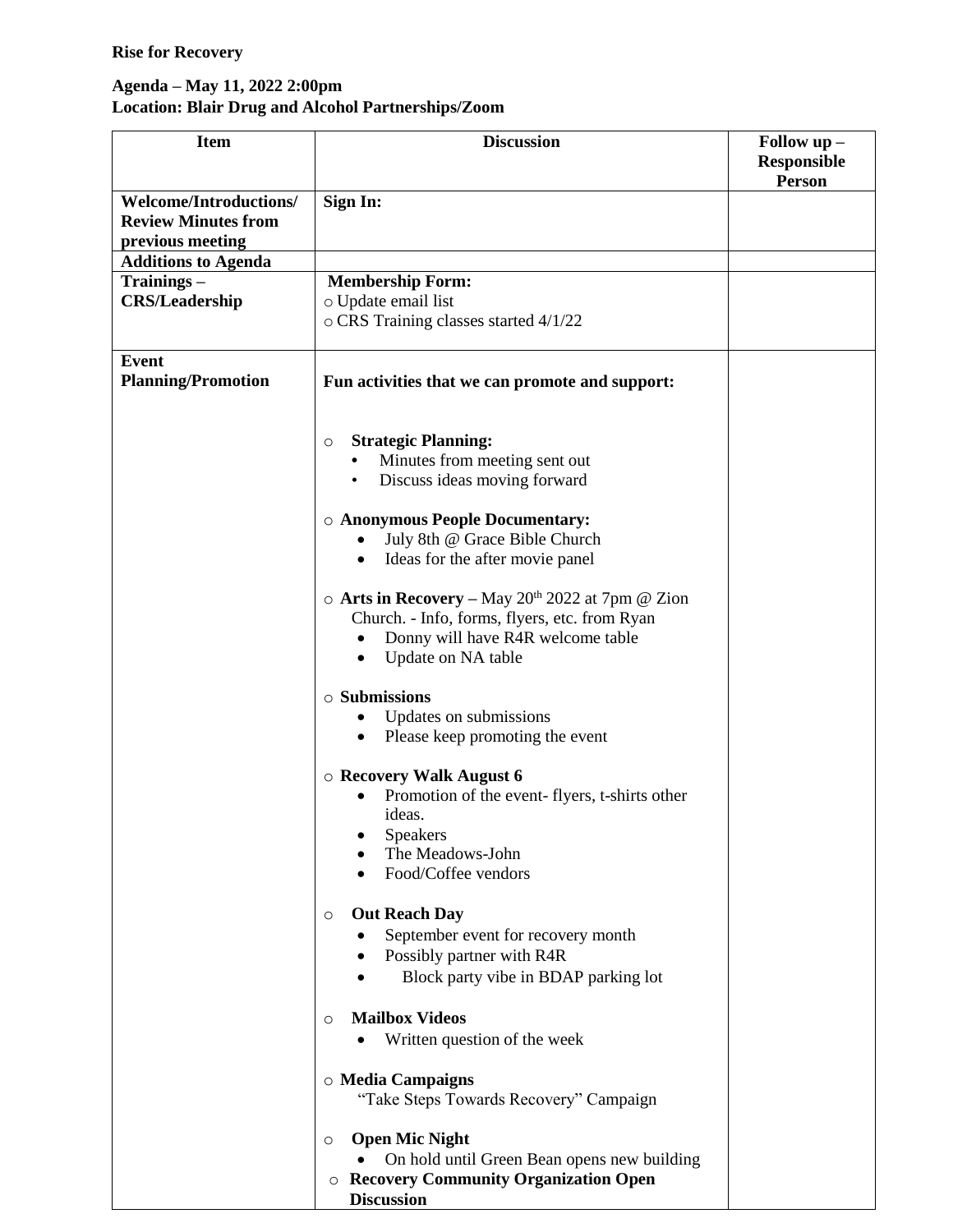**Rise for Recovery**

**Agenda – May 11, 2022 2:00pm**
**Location: Blair Drug and Alcohol Partnerships/Zoom**

| Item | Discussion | Follow up – Responsible Person |
|---|---|---|
| **Welcome/Introductions/ Review Minutes from previous meeting** | **Sign In:** | |
| **Additions to Agenda** | | |
| **Trainings – CRS/Leadership** | **Membership Form:**<br>○ Update email list<br>○ CRS Training classes started 4/1/22 | |
| **Event Planning/Promotion** | **Fun activities that we can promote and support:**<br><br>○ **Strategic Planning:**<br>• Minutes from meeting sent out<br>• Discuss ideas moving forward<br><br>○ **Anonymous People Documentary:**<br>• July 8th @ Grace Bible Church<br>• Ideas for the after movie panel<br><br>○ **Arts in Recovery –** May 20th 2022 at 7pm @ Zion Church. - Info, forms, flyers, etc. from Ryan<br>• Donny will have R4R welcome table<br>• Update on NA table<br><br>○ **Submissions**<br>• Updates on submissions<br>• Please keep promoting the event<br><br>○ **Recovery Walk August 6**<br>• Promotion of the event- flyers, t-shirts other ideas.<br>• Speakers<br>• The Meadows-John<br>• Food/Coffee vendors<br><br>○ **Out Reach Day**<br>• September event for recovery month<br>• Possibly partner with R4R<br>• Block party vibe in BDAP parking lot<br><br>○ **Mailbox Videos**<br>• Written question of the week<br><br>○ **Media Campaigns**<br>"Take Steps Towards Recovery" Campaign<br><br>○ **Open Mic Night**<br>• On hold until Green Bean opens new building<br>○ **Recovery Community Organization Open Discussion** | |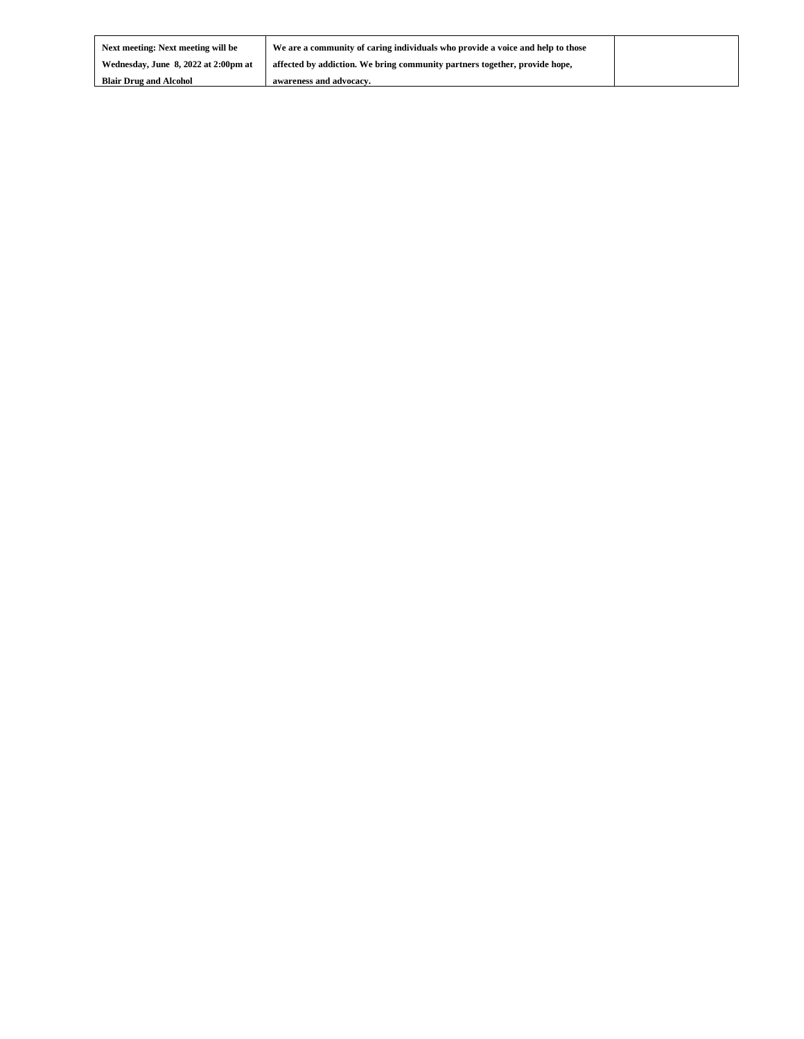| | | |
|---|---|---|
| **Next meeting: Next meeting will be Wednesday, June 8, 2022 at 2:00pm at Blair Drug and Alcohol** | **We are a community of caring individuals who provide a voice and help to those affected by addiction. We bring community partners together, provide hope, awareness and advocacy.** | |